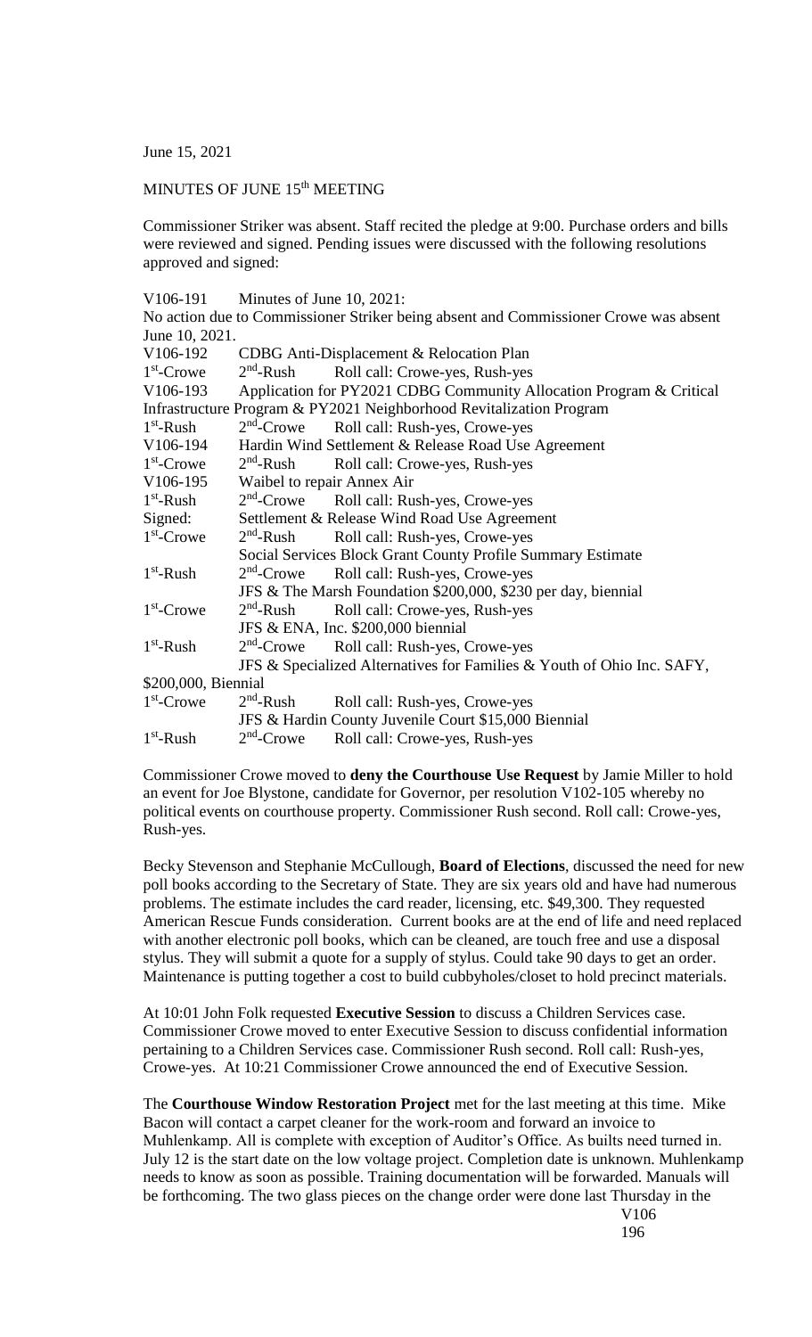June 15, 2021

MINUTES OF JUNE 15th MEETING

Commissioner Striker was absent. Staff recited the pledge at 9:00. Purchase orders and bills were reviewed and signed. Pending issues were discussed with the following resolutions approved and signed:

V106-191 Minutes of June 10, 2021:
No action due to Commissioner Striker being absent and Commissioner Crowe was absent June 10, 2021.

V106-192 CDBG Anti-Displacement & Relocation Plan
1st-Crowe 2nd-Rush Roll call: Crowe-yes, Rush-yes

V106-193 Application for PY2021 CDBG Community Allocation Program & Critical Infrastructure Program & PY2021 Neighborhood Revitalization Program
1st-Rush 2nd-Crowe Roll call: Rush-yes, Crowe-yes

V106-194 Hardin Wind Settlement & Release Road Use Agreement
1st-Crowe 2nd-Rush Roll call: Crowe-yes, Rush-yes

V106-195 Waibel to repair Annex Air
1st-Rush 2nd-Crowe Roll call: Rush-yes, Crowe-yes

Signed: Settlement & Release Wind Road Use Agreement
1st-Crowe 2nd-Rush Roll call: Rush-yes, Crowe-yes

Social Services Block Grant County Profile Summary Estimate
1st-Rush 2nd-Crowe Roll call: Rush-yes, Crowe-yes

JFS & The Marsh Foundation $200,000, $230 per day, biennial
1st-Crowe 2nd-Rush Roll call: Crowe-yes, Rush-yes

JFS & ENA, Inc. $200,000 biennial
1st-Rush 2nd-Crowe Roll call: Rush-yes, Crowe-yes

JFS & Specialized Alternatives for Families & Youth of Ohio Inc. SAFY, $200,000, Biennial
1st-Crowe 2nd-Rush Roll call: Rush-yes, Crowe-yes

JFS & Hardin County Juvenile Court $15,000 Biennial
1st-Rush 2nd-Crowe Roll call: Crowe-yes, Rush-yes

Commissioner Crowe moved to **deny the Courthouse Use Request** by Jamie Miller to hold an event for Joe Blystone, candidate for Governor, per resolution V102-105 whereby no political events on courthouse property. Commissioner Rush second. Roll call: Crowe-yes, Rush-yes.

Becky Stevenson and Stephanie McCullough, **Board of Elections**, discussed the need for new poll books according to the Secretary of State. They are six years old and have had numerous problems. The estimate includes the card reader, licensing, etc. $49,300. They requested American Rescue Funds consideration. Current books are at the end of life and need replaced with another electronic poll books, which can be cleaned, are touch free and use a disposal stylus. They will submit a quote for a supply of stylus. Could take 90 days to get an order. Maintenance is putting together a cost to build cubbyholes/closet to hold precinct materials.

At 10:01 John Folk requested **Executive Session** to discuss a Children Services case. Commissioner Crowe moved to enter Executive Session to discuss confidential information pertaining to a Children Services case. Commissioner Rush second. Roll call: Rush-yes, Crowe-yes. At 10:21 Commissioner Crowe announced the end of Executive Session.

The **Courthouse Window Restoration Project** met for the last meeting at this time. Mike Bacon will contact a carpet cleaner for the work-room and forward an invoice to Muhlenkamp. All is complete with exception of Auditor's Office. As builts need turned in. July 12 is the start date on the low voltage project. Completion date is unknown. Muhlenkamp needs to know as soon as possible. Training documentation will be forwarded. Manuals will be forthcoming. The two glass pieces on the change order were done last Thursday in the

V106
196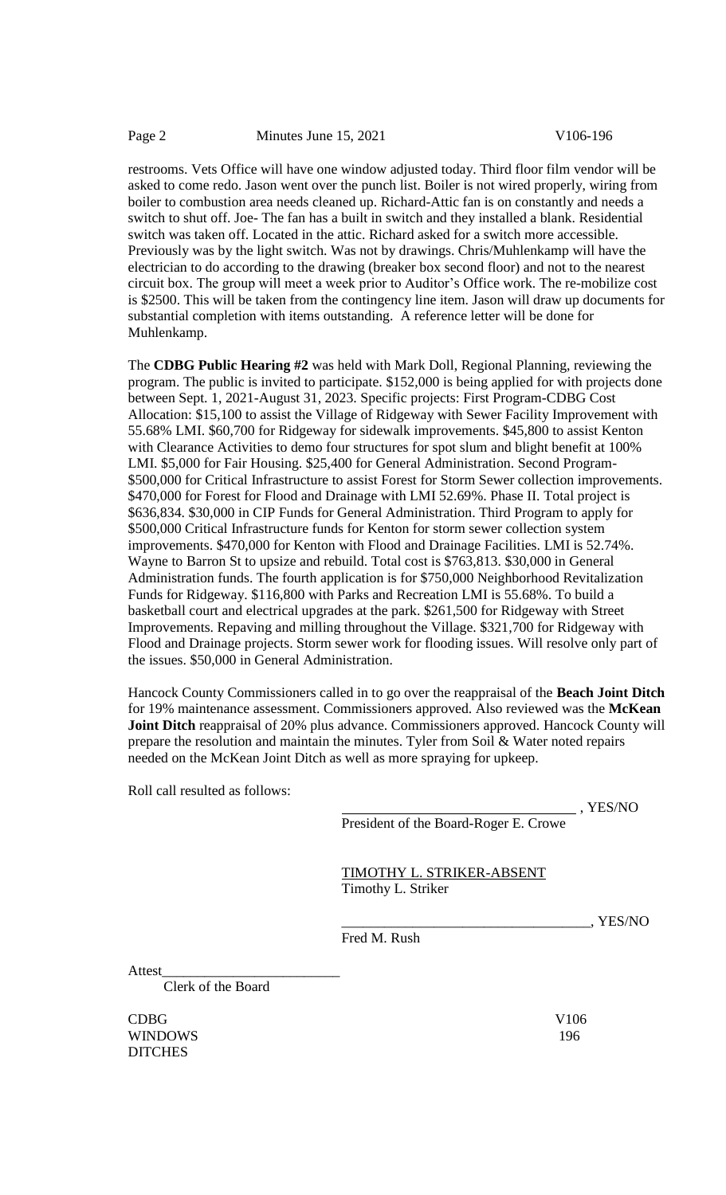restrooms. Vets Office will have one window adjusted today. Third floor film vendor will be asked to come redo. Jason went over the punch list. Boiler is not wired properly, wiring from boiler to combustion area needs cleaned up. Richard-Attic fan is on constantly and needs a switch to shut off. Joe- The fan has a built in switch and they installed a blank. Residential switch was taken off. Located in the attic. Richard asked for a switch more accessible. Previously was by the light switch. Was not by drawings. Chris/Muhlenkamp will have the electrician to do according to the drawing (breaker box second floor) and not to the nearest circuit box. The group will meet a week prior to Auditor's Office work. The re-mobilize cost is $2500. This will be taken from the contingency line item. Jason will draw up documents for substantial completion with items outstanding. A reference letter will be done for Muhlenkamp.

The **CDBG Public Hearing #2** was held with Mark Doll, Regional Planning, reviewing the program. The public is invited to participate. $152,000 is being applied for with projects done between Sept. 1, 2021-August 31, 2023. Specific projects: First Program-CDBG Cost Allocation: $15,100 to assist the Village of Ridgeway with Sewer Facility Improvement with 55.68% LMI. $60,700 for Ridgeway for sidewalk improvements. $45,800 to assist Kenton with Clearance Activities to demo four structures for spot slum and blight benefit at 100% LMI. $5,000 for Fair Housing. $25,400 for General Administration. Second Program- $500,000 for Critical Infrastructure to assist Forest for Storm Sewer collection improvements. $470,000 for Forest for Flood and Drainage with LMI 52.69%. Phase II. Total project is $636,834. $30,000 in CIP Funds for General Administration. Third Program to apply for $500,000 Critical Infrastructure funds for Kenton for storm sewer collection system improvements. $470,000 for Kenton with Flood and Drainage Facilities. LMI is 52.74%. Wayne to Barron St to upsize and rebuild. Total cost is $763,813. $30,000 in General Administration funds. The fourth application is for $750,000 Neighborhood Revitalization Funds for Ridgeway. $116,800 with Parks and Recreation LMI is 55.68%. To build a basketball court and electrical upgrades at the park. $261,500 for Ridgeway with Street Improvements. Repaving and milling throughout the Village. $321,700 for Ridgeway with Flood and Drainage projects. Storm sewer work for flooding issues. Will resolve only part of the issues. $50,000 in General Administration.

Hancock County Commissioners called in to go over the reappraisal of the **Beach Joint Ditch** for 19% maintenance assessment. Commissioners approved. Also reviewed was the **McKean Joint Ditch** reappraisal of 20% plus advance. Commissioners approved. Hancock County will prepare the resolution and maintain the minutes. Tyler from Soil & Water noted repairs needed on the McKean Joint Ditch as well as more spraying for upkeep.

Roll call resulted as follows:

_______________________________ , YES/NO
President of the Board-Roger E. Crowe

TIMOTHY L. STRIKER-ABSENT
Timothy L. Striker

___________________________________, YES/NO
Fred M. Rush

Attest_________________________
Clerk of the Board

CDBG
WINDOWS
DITCHES

V106
196